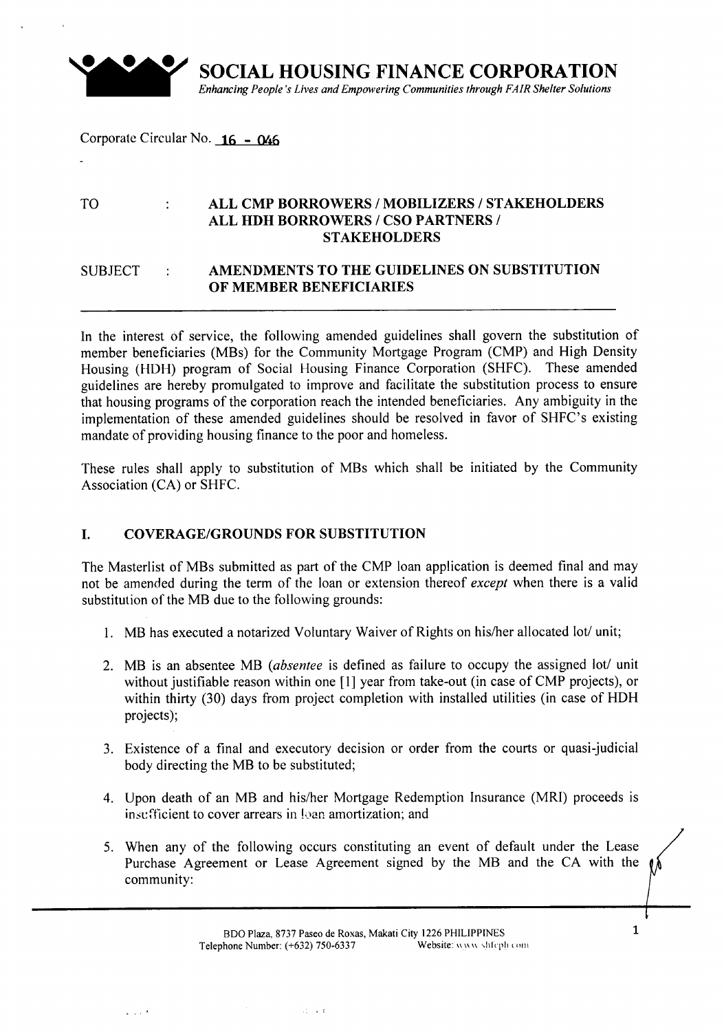# SOCIAL HOUSING FINANCE CORPORATION

*Enhancing People's Lives and Empowering Communities through FAIR Shelter Solutions*

Corporate Circular No. **16 - 046**

| | | |
|---|---|---|
| TO | : | **ALL CMP BORROWERS / MOBILIZERS / STAKEHOLDERS ALL HDH BORROWERS / CSO PARTNERS / STAKEHOLDERS** |
| SUBJECT | : | **AMENDMENTS TO THE GUIDELINES ON SUBSTITUTION OF MEMBER BENEFICIARIES** |

In the interest of service, the following amended guidelines shall govern the substitution of member beneficiaries (MBs) for the Community Mortgage Program (CMP) and High Density Housing (HDH) program of Social Housing Finance Corporation (SHFC). These amended guidelines are hereby promulgated to improve and facilitate the substitution process to ensure that housing programs of the corporation reach the intended beneficiaries. Any ambiguity in the implementation of these amended guidelines should be resolved in favor of SHFC's existing mandate of providing housing finance to the poor and homeless.

These rules shall apply to substitution of MBs which shall be initiated by the Community Association (CA) or SHFC.

## I. COVERAGE/GROUNDS FOR SUBSTITUTION

The Masterlist of MBs submitted as part of the CMP loan application is deemed final and may not be amended during the term of the loan or extension thereof *except* when there is a valid substitution of the MB due to the following grounds:

1. MB has executed a notarized Voluntary Waiver of Rights on his/her allocated lot/ unit;
2. MB is an absentee MB (*absentee* is defined as failure to occupy the assigned lot/ unit without justifiable reason within one [1] year from take-out (in case of CMP projects), or within thirty (30) days from project completion with installed utilities (in case of HDH projects);
3. Existence of a final and executory decision or order from the courts or quasi-judicial body directing the MB to be substituted;
4. Upon death of an MB and his/her Mortgage Redemption Insurance (MRI) proceeds is insufficient to cover arrears in loan amortization; and
5. When any of the following occurs constituting an event of default under the Lease Purchase Agreement or Lease Agreement signed by the MB and the CA with the community: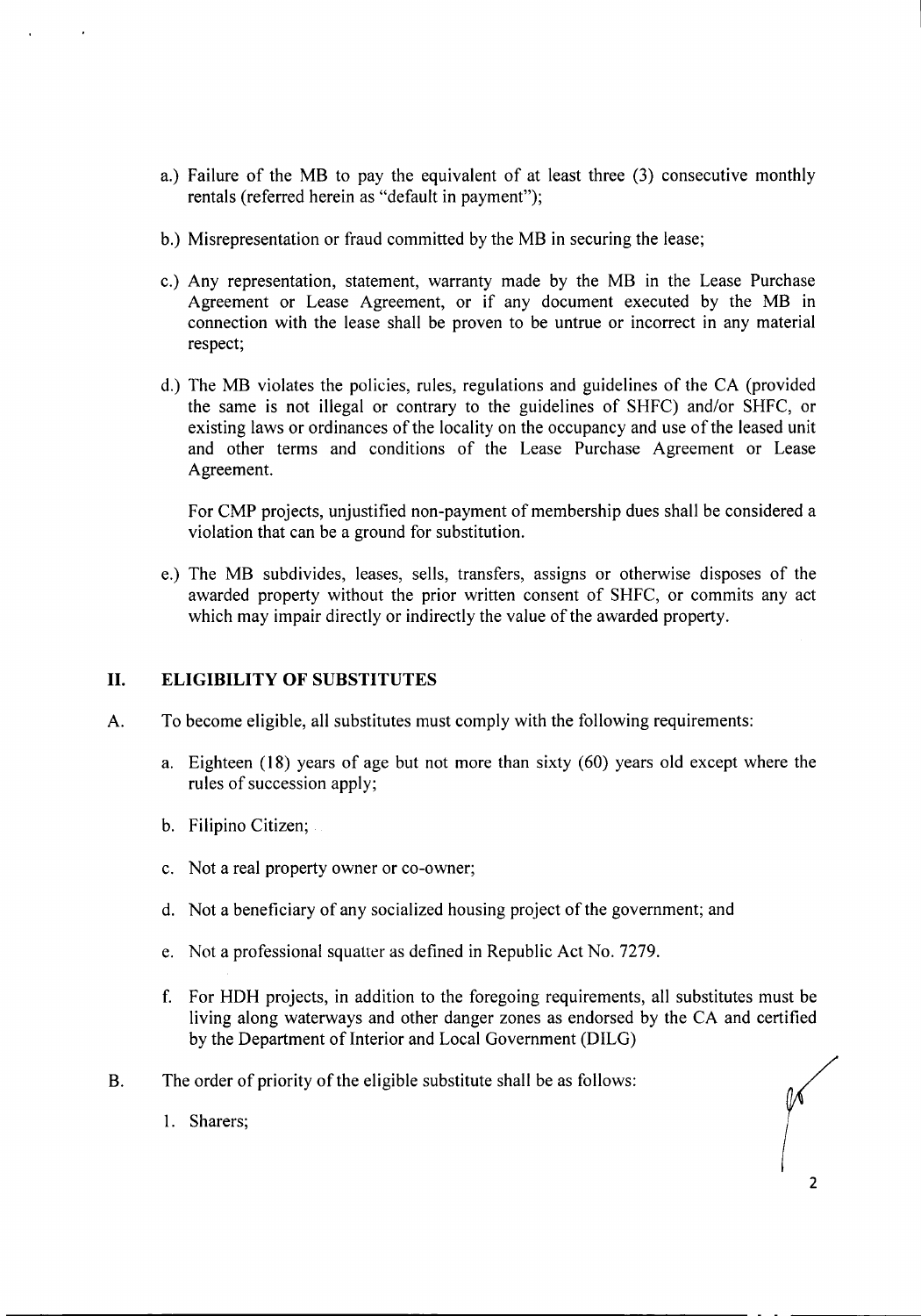a.) Failure of the MB to pay the equivalent of at least three (3) consecutive monthly rentals (referred herein as "default in payment");

b.) Misrepresentation or fraud committed by the MB in securing the lease;

c.) Any representation, statement, warranty made by the MB in the Lease Purchase Agreement or Lease Agreement, or if any document executed by the MB in connection with the lease shall be proven to be untrue or incorrect in any material respect;

d.) The MB violates the policies, rules, regulations and guidelines of the CA (provided the same is not illegal or contrary to the guidelines of SHFC) and/or SHFC, or existing laws or ordinances of the locality on the occupancy and use of the leased unit and other terms and conditions of the Lease Purchase Agreement or Lease Agreement.

For CMP projects, unjustified non-payment of membership dues shall be considered a violation that can be a ground for substitution.

e.) The MB subdivides, leases, sells, transfers, assigns or otherwise disposes of the awarded property without the prior written consent of SHFC, or commits any act which may impair directly or indirectly the value of the awarded property.

## II. ELIGIBILITY OF SUBSTITUTES

A. To become eligible, all substitutes must comply with the following requirements:

a. Eighteen (18) years of age but not more than sixty (60) years old except where the rules of succession apply;

b. Filipino Citizen;

c. Not a real property owner or co-owner;

d. Not a beneficiary of any socialized housing project of the government; and

e. Not a professional squatter as defined in Republic Act No. 7279.

f. For HDH projects, in addition to the foregoing requirements, all substitutes must be living along waterways and other danger zones as endorsed by the CA and certified by the Department of Interior and Local Government (DILG)

B. The order of priority of the eligible substitute shall be as follows:

1. Sharers;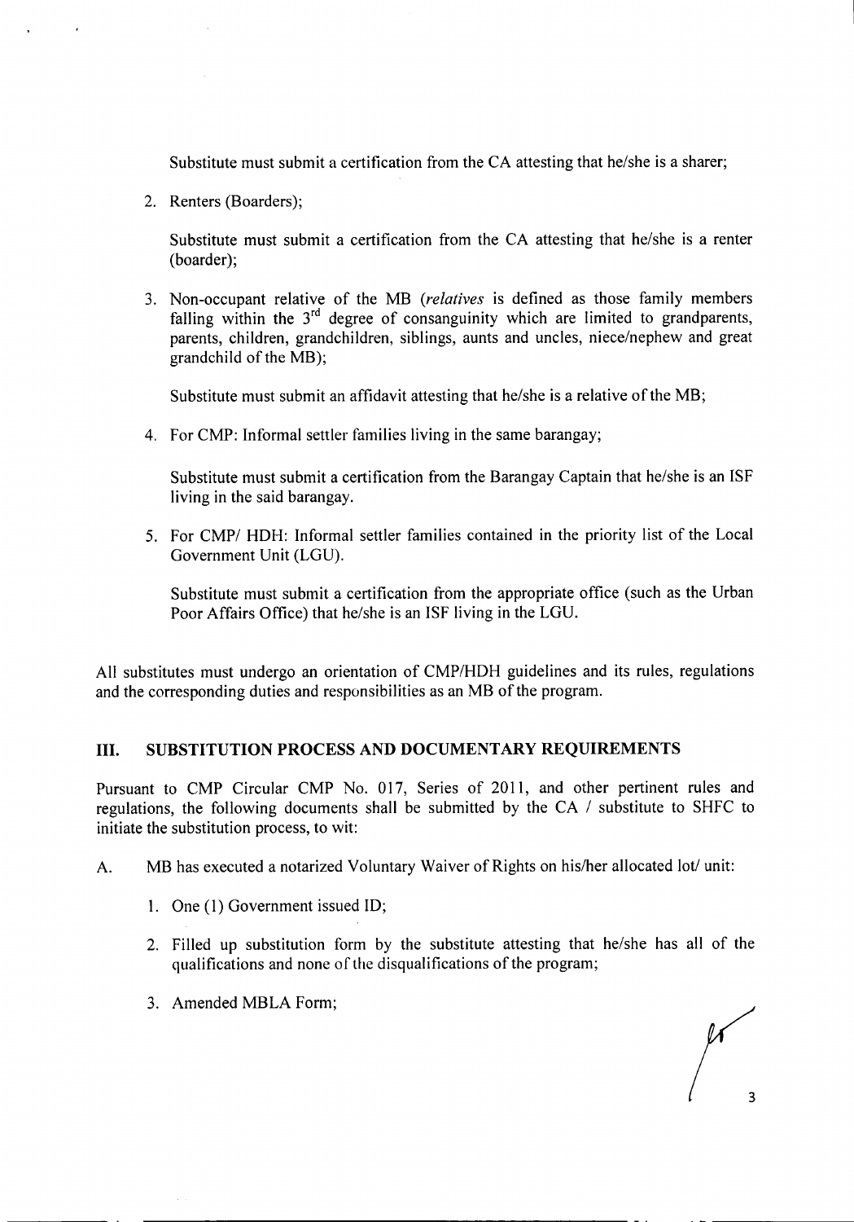Substitute must submit a certification from the CA attesting that he/she is a sharer;

2. Renters (Boarders);

   Substitute must submit a certification from the CA attesting that he/she is a renter (boarder);

3. Non-occupant relative of the MB (*relatives* is defined as those family members falling within the 3rd degree of consanguinity which are limited to grandparents, parents, children, grandchildren, siblings, aunts and uncles, niece/nephew and great grandchild of the MB);

   Substitute must submit an affidavit attesting that he/she is a relative of the MB;

4. For CMP: Informal settler families living in the same barangay;

   Substitute must submit a certification from the Barangay Captain that he/she is an ISF living in the said barangay.

5. For CMP/ HDH: Informal settler families contained in the priority list of the Local Government Unit (LGU).

   Substitute must submit a certification from the appropriate office (such as the Urban Poor Affairs Office) that he/she is an ISF living in the LGU.

All substitutes must undergo an orientation of CMP/HDH guidelines and its rules, regulations and the corresponding duties and responsibilities as an MB of the program.

## III. SUBSTITUTION PROCESS AND DOCUMENTARY REQUIREMENTS

Pursuant to CMP Circular CMP No. 017, Series of 2011, and other pertinent rules and regulations, the following documents shall be submitted by the CA / substitute to SHFC to initiate the substitution process, to wit:

A. MB has executed a notarized Voluntary Waiver of Rights on his/her allocated lot/ unit:

   1. One (1) Government issued ID;
   2. Filled up substitution form by the substitute attesting that he/she has all of the qualifications and none of the disqualifications of the program;
   3. Amended MBLA Form;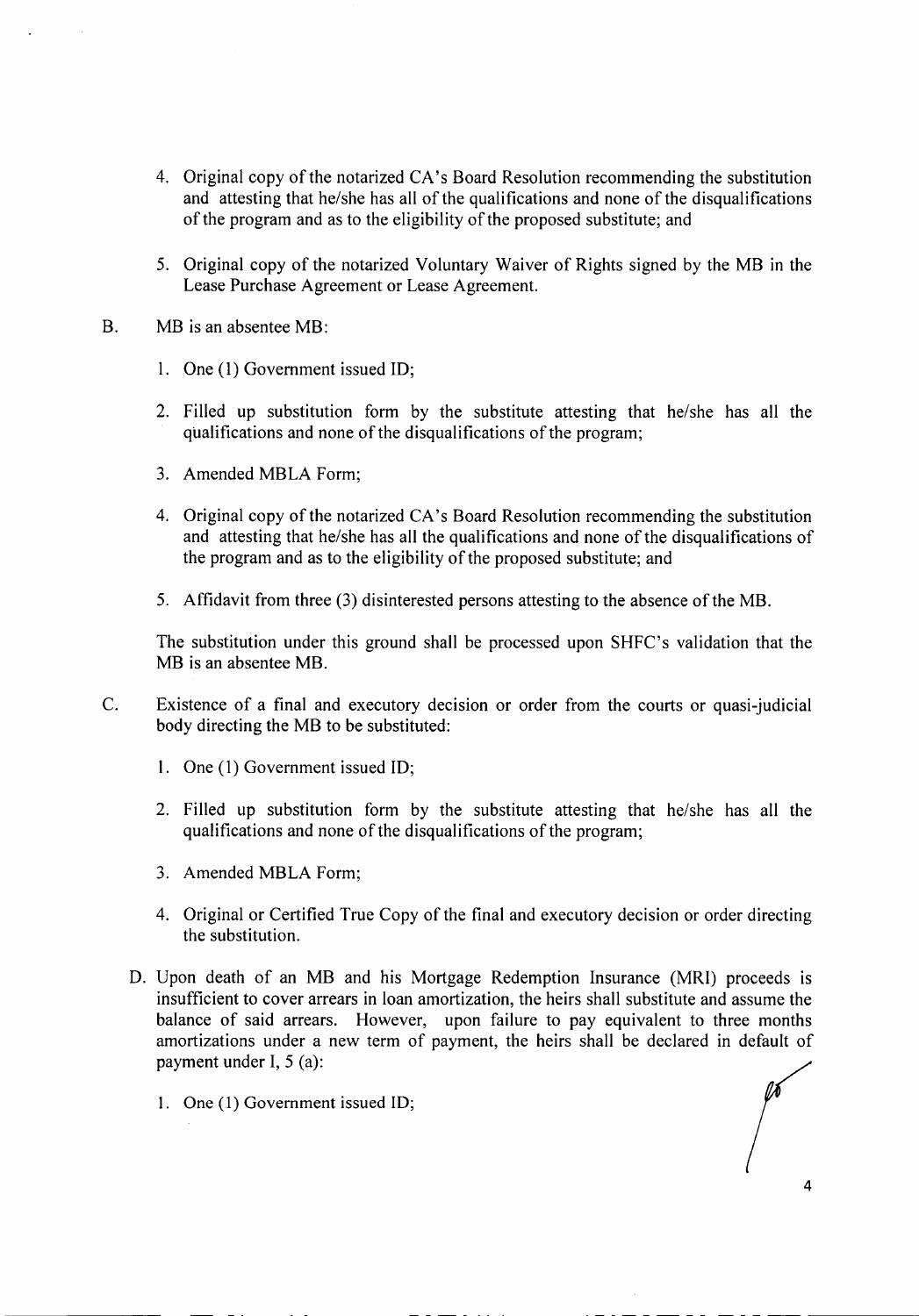4. Original copy of the notarized CA's Board Resolution recommending the substitution and attesting that he/she has all of the qualifications and none of the disqualifications of the program and as to the eligibility of the proposed substitute; and

5. Original copy of the notarized Voluntary Waiver of Rights signed by the MB in the Lease Purchase Agreement or Lease Agreement.

B. MB is an absentee MB:

1. One (1) Government issued ID;

2. Filled up substitution form by the substitute attesting that he/she has all the qualifications and none of the disqualifications of the program;

3. Amended MBLA Form;

4. Original copy of the notarized CA's Board Resolution recommending the substitution and attesting that he/she has all the qualifications and none of the disqualifications of the program and as to the eligibility of the proposed substitute; and

5. Affidavit from three (3) disinterested persons attesting to the absence of the MB.

The substitution under this ground shall be processed upon SHFC's validation that the MB is an absentee MB.

C. Existence of a final and executory decision or order from the courts or quasi-judicial body directing the MB to be substituted:

1. One (1) Government issued ID;

2. Filled up substitution form by the substitute attesting that he/she has all the qualifications and none of the disqualifications of the program;

3. Amended MBLA Form;

4. Original or Certified True Copy of the final and executory decision or order directing the substitution.

D. Upon death of an MB and his Mortgage Redemption Insurance (MRI) proceeds is insufficient to cover arrears in loan amortization, the heirs shall substitute and assume the balance of said arrears. However, upon failure to pay equivalent to three months amortizations under a new term of payment, the heirs shall be declared in default of payment under I, 5 (a):

1. One (1) Government issued ID;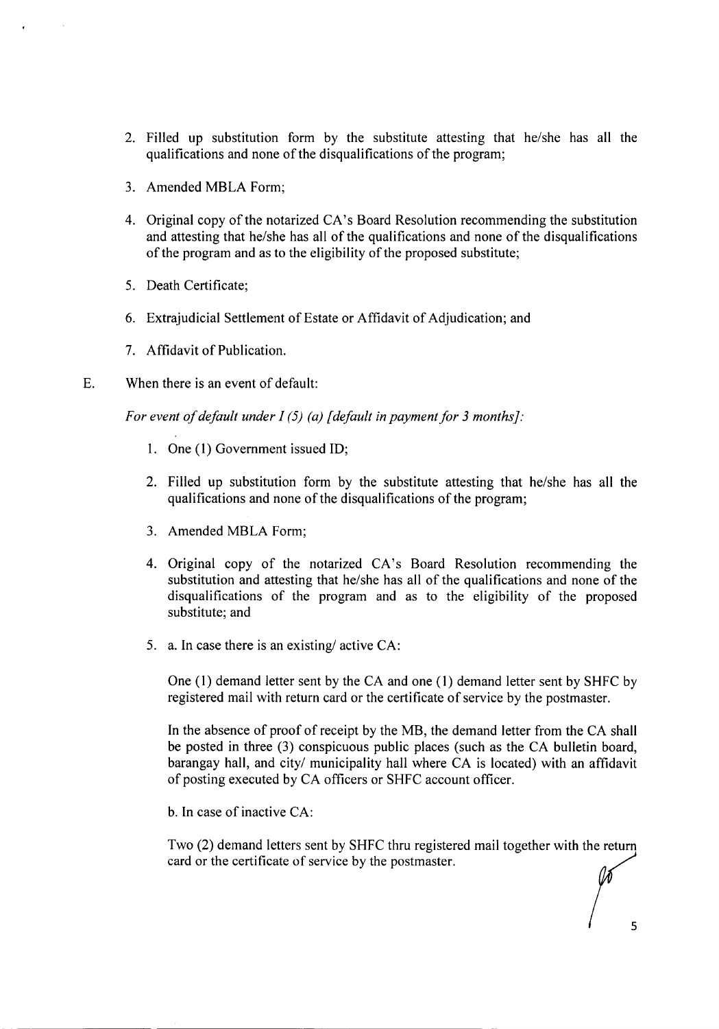2. Filled up substitution form by the substitute attesting that he/she has all the qualifications and none of the disqualifications of the program;

3. Amended MBLA Form;

4. Original copy of the notarized CA's Board Resolution recommending the substitution and attesting that he/she has all of the qualifications and none of the disqualifications of the program and as to the eligibility of the proposed substitute;

5. Death Certificate;

6. Extrajudicial Settlement of Estate or Affidavit of Adjudication; and

7. Affidavit of Publication.

E. When there is an event of default:

*For event of default under I (5) (a) [default in payment for 3 months]:*

1. One (1) Government issued ID;

2. Filled up substitution form by the substitute attesting that he/she has all the qualifications and none of the disqualifications of the program;

3. Amended MBLA Form;

4. Original copy of the notarized CA's Board Resolution recommending the substitution and attesting that he/she has all of the qualifications and none of the disqualifications of the program and as to the eligibility of the proposed substitute; and

5. a. In case there is an existing/ active CA:

   One (1) demand letter sent by the CA and one (1) demand letter sent by SHFC by registered mail with return card or the certificate of service by the postmaster.

   In the absence of proof of receipt by the MB, the demand letter from the CA shall be posted in three (3) conspicuous public places (such as the CA bulletin board, barangay hall, and city/ municipality hall where CA is located) with an affidavit of posting executed by CA officers or SHFC account officer.

   b. In case of inactive CA:

   Two (2) demand letters sent by SHFC thru registered mail together with the return card or the certificate of service by the postmaster.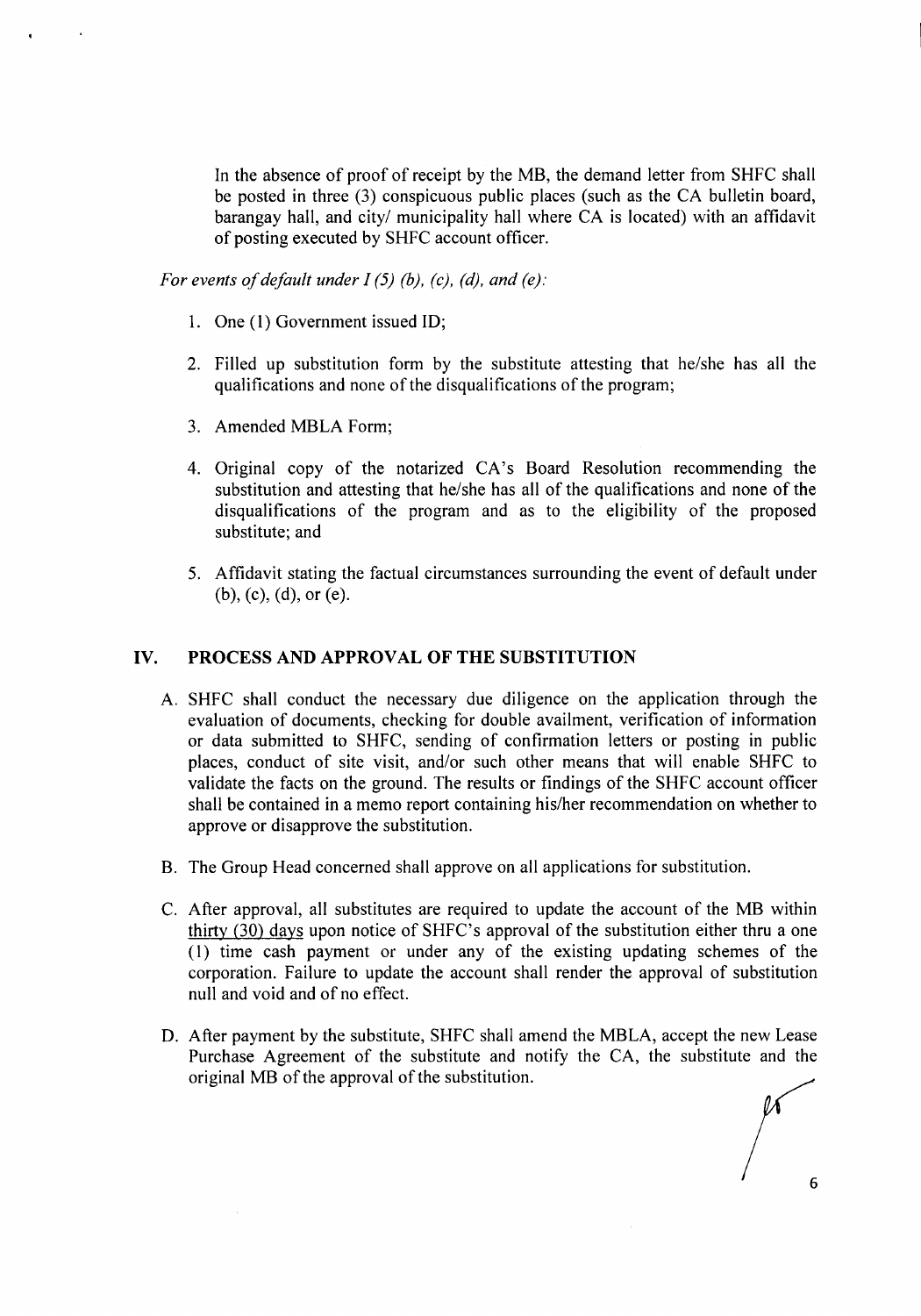In the absence of proof of receipt by the MB, the demand letter from SHFC shall be posted in three (3) conspicuous public places (such as the CA bulletin board, barangay hall, and city/ municipality hall where CA is located) with an affidavit of posting executed by SHFC account officer.

*For events of default under I (5) (b), (c), (d), and (e):*

1. One (1) Government issued ID;
2. Filled up substitution form by the substitute attesting that he/she has all the qualifications and none of the disqualifications of the program;
3. Amended MBLA Form;
4. Original copy of the notarized CA's Board Resolution recommending the substitution and attesting that he/she has all of the qualifications and none of the disqualifications of the program and as to the eligibility of the proposed substitute; and
5. Affidavit stating the factual circumstances surrounding the event of default under (b), (c), (d), or (e).

## IV. PROCESS AND APPROVAL OF THE SUBSTITUTION

A. SHFC shall conduct the necessary due diligence on the application through the evaluation of documents, checking for double availment, verification of information or data submitted to SHFC, sending of confirmation letters or posting in public places, conduct of site visit, and/or such other means that will enable SHFC to validate the facts on the ground. The results or findings of the SHFC account officer shall be contained in a memo report containing his/her recommendation on whether to approve or disapprove the substitution.

B. The Group Head concerned shall approve on all applications for substitution.

C. After approval, all substitutes are required to update the account of the MB within thirty (30) days upon notice of SHFC's approval of the substitution either thru a one (1) time cash payment or under any of the existing updating schemes of the corporation. Failure to update the account shall render the approval of substitution null and void and of no effect.

D. After payment by the substitute, SHFC shall amend the MBLA, accept the new Lease Purchase Agreement of the substitute and notify the CA, the substitute and the original MB of the approval of the substitution.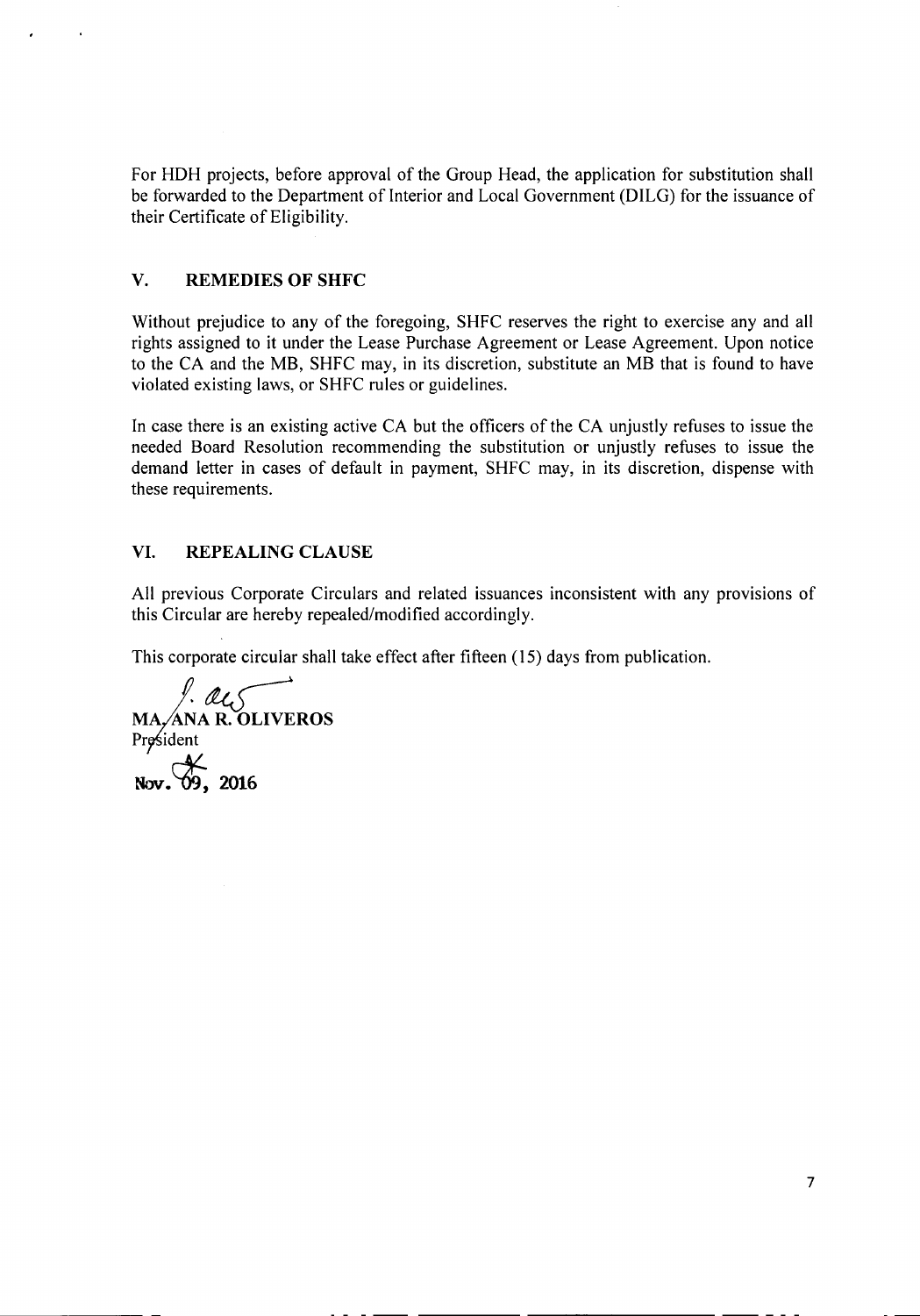For HDH projects, before approval of the Group Head, the application for substitution shall be forwarded to the Department of Interior and Local Government (DILG) for the issuance of their Certificate of Eligibility.

## V. REMEDIES OF SHFC

Without prejudice to any of the foregoing, SHFC reserves the right to exercise any and all rights assigned to it under the Lease Purchase Agreement or Lease Agreement. Upon notice to the CA and the MB, SHFC may, in its discretion, substitute an MB that is found to have violated existing laws, or SHFC rules or guidelines.

In case there is an existing active CA but the officers of the CA unjustly refuses to issue the needed Board Resolution recommending the substitution or unjustly refuses to issue the demand letter in cases of default in payment, SHFC may, in its discretion, dispense with these requirements.

## VI. REPEALING CLAUSE

All previous Corporate Circulars and related issuances inconsistent with any provisions of this Circular are hereby repealed/modified accordingly.

This corporate circular shall take effect after fifteen (15) days from publication.

**MA. ANA R. OLIVEROS**
President

**Nov. 09, 2016**